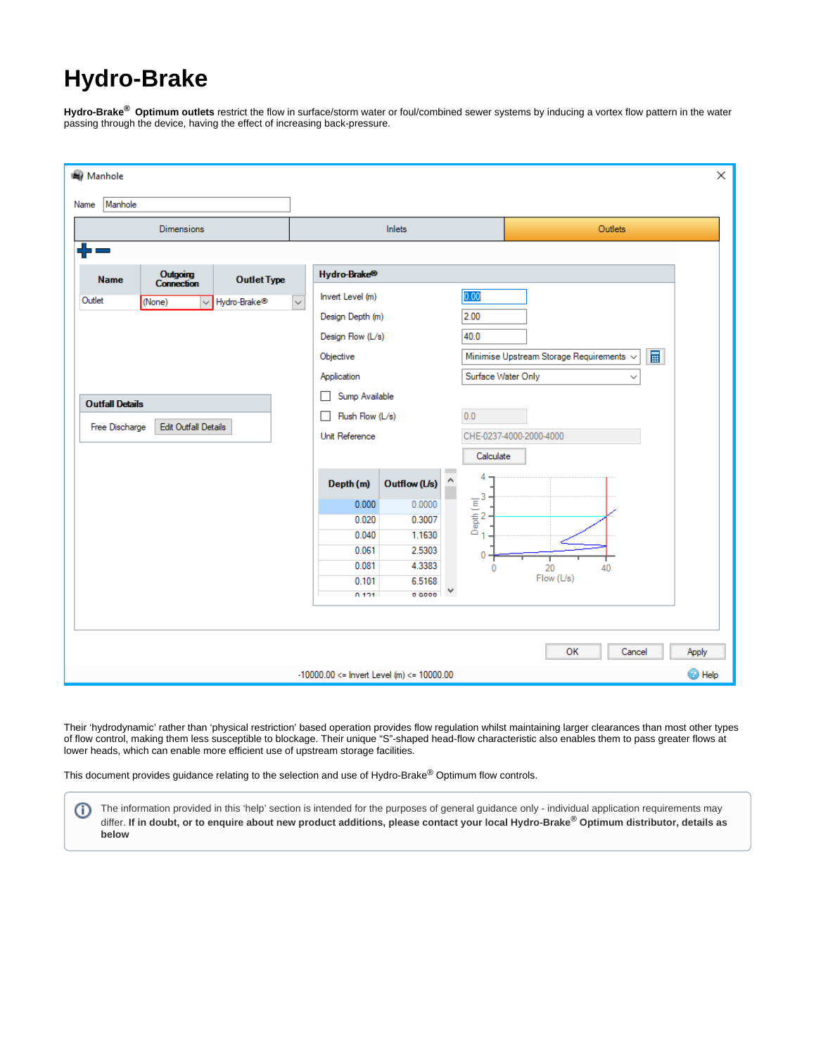# Hydro-Brake

**Hydro-Brake® Optimum outlets** restrict the flow in surface/storm water or foul/combined sewer systems by inducing a vortex flow pattern in the water passing through the device, having the effect of increasing back-pressure.

Their 'hydrodynamic' rather than 'physical restriction' based operation provides flow regulation whilst maintaining larger clearances than most other types of flow control, making them less susceptible to blockage. Their unique "S"-shaped head-flow characteristic also enables them to pass greater flows at lower heads, which can enable more efficient use of upstream storage facilities.

This document provides guidance relating to the selection and use of Hydro-Brake® Optimum flow controls.

> The information provided in this 'help' section is intended for the purposes of general guidance only - individual application requirements may differ. **If in doubt, or to enquire about new product additions, please contact your local Hydro-Brake® Optimum distributor, details as below**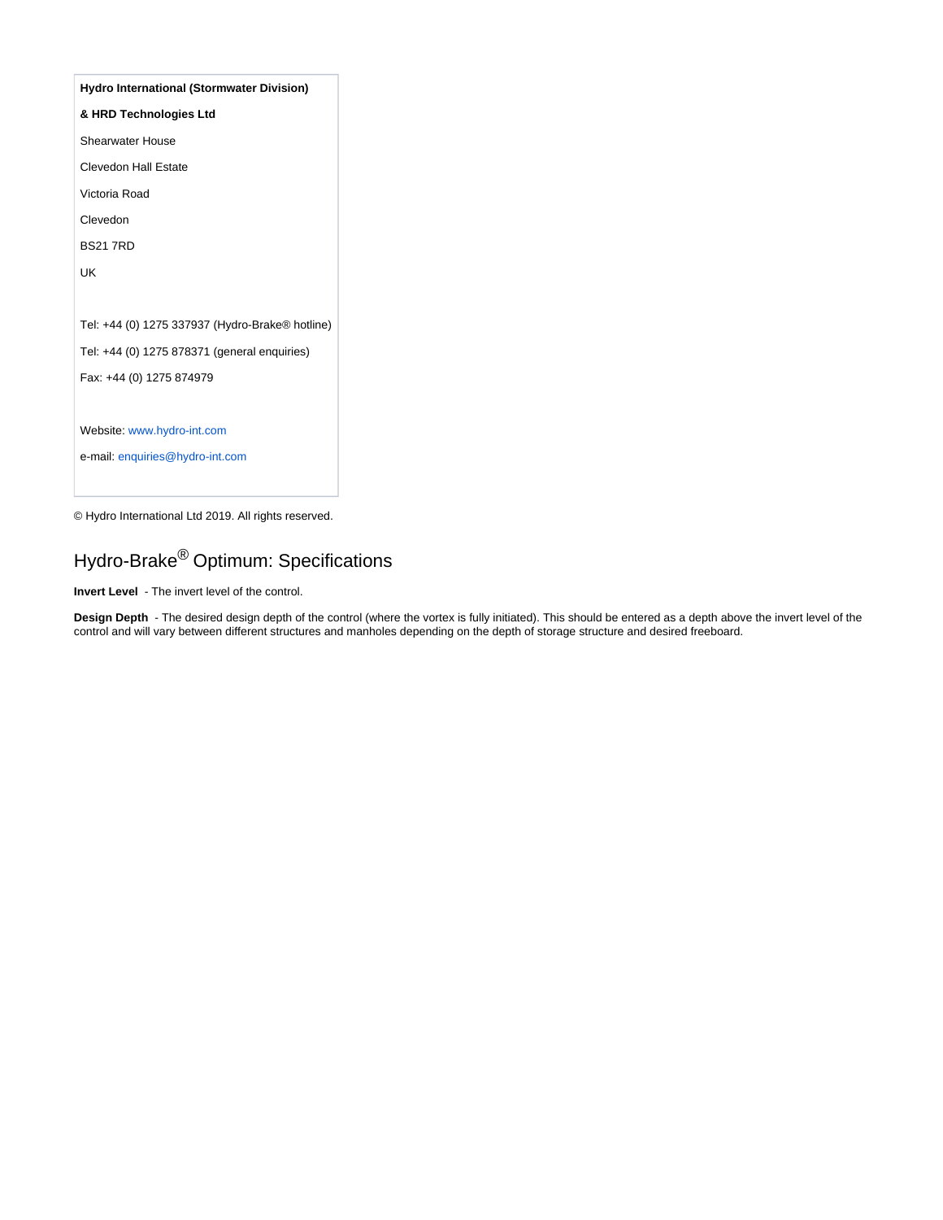**Hydro International (Stormwater Division)**

**& HRD Technologies Ltd**

Shearwater House

Clevedon Hall Estate

Victoria Road

Clevedon

BS21 7RD

UK

Tel: +44 (0) 1275 337937 (Hydro-Brake® hotline)

Tel: +44 (0) 1275 878371 (general enquiries)

Fax: +44 (0) 1275 874979

Website: www.hydro-int.com

e-mail: enquiries@hydro-int.com

© Hydro International Ltd 2019. All rights reserved.

# Hydro-Brake® Optimum: Specifications

**Invert Level** - The invert level of the control.

**Design Depth** - The desired design depth of the control (where the vortex is fully initiated). This should be entered as a depth above the invert level of the control and will vary between different structures and manholes depending on the depth of storage structure and desired freeboard.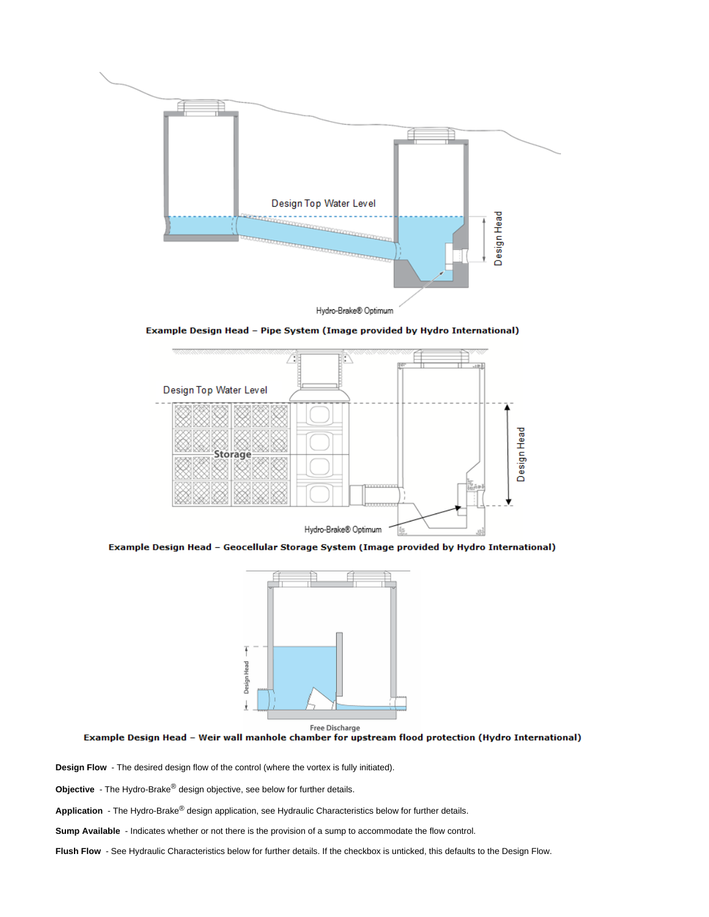**Example Design Head – Pipe System (Image provided by Hydro International)**

**Example Design Head – Geocellular Storage System (Image provided by Hydro International)**

**Example Design Head – Weir wall manhole chamber for upstream flood protection (Hydro International)**

**Design Flow** - The desired design flow of the control (where the vortex is fully initiated).

**Objective** - The Hydro-Brake® design objective, see below for further details.

**Application** - The Hydro-Brake® design application, see Hydraulic Characteristics below for further details.

**Sump Available** - Indicates whether or not there is the provision of a sump to accommodate the flow control.

**Flush Flow** - See Hydraulic Characteristics below for further details. If the checkbox is unticked, this defaults to the Design Flow.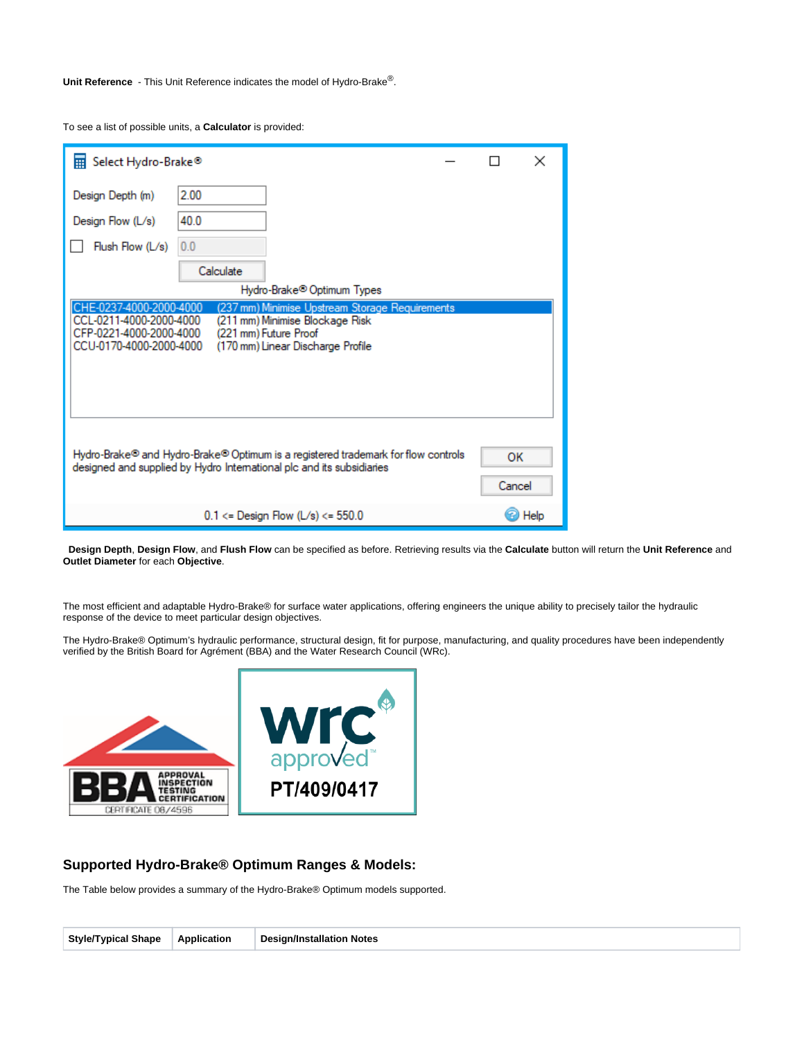**Unit Reference** - This Unit Reference indicates the model of Hydro-Brake®.

To see a list of possible units, a **Calculator** is provided:

**Design Depth**, **Design Flow**, and **Flush Flow** can be specified as before. Retrieving results via the **Calculate** button will return the **Unit Reference** and **Outlet Diameter** for each **Objective**.

The most efficient and adaptable Hydro-Brake® for surface water applications, offering engineers the unique ability to precisely tailor the hydraulic response of the device to meet particular design objectives.

The Hydro-Brake® Optimum's hydraulic performance, structural design, fit for purpose, manufacturing, and quality procedures have been independently verified by the British Board for Agrément (BBA) and the Water Research Council (WRc).

## Supported Hydro-Brake® Optimum Ranges & Models:

The Table below provides a summary of the Hydro-Brake® Optimum models supported.

| Style/Typical Shape | Application | Design/Installation Notes |
| --- | --- | --- |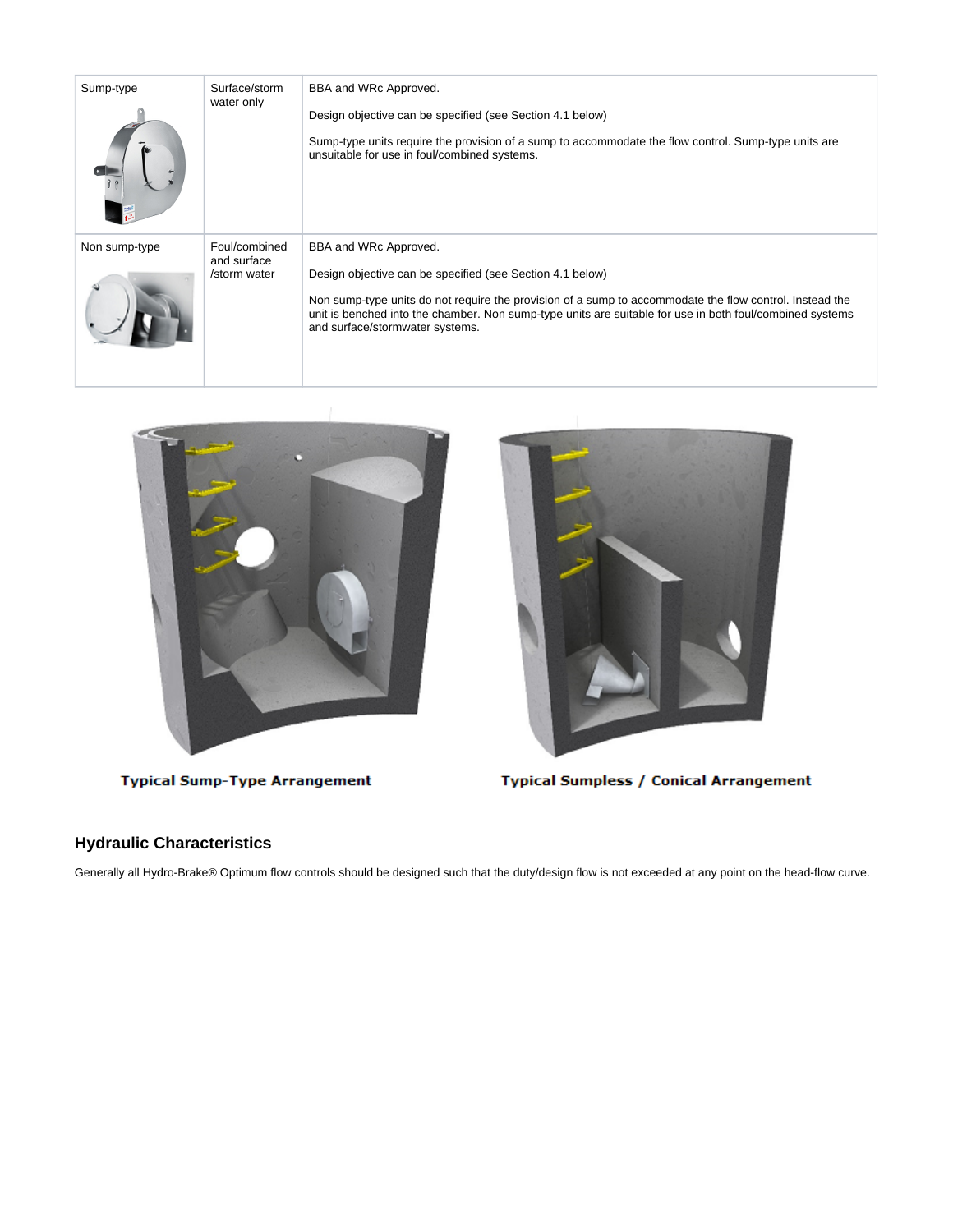| Sump-type | Surface/storm water only | BBA and WRc Approved.<br><br>Design objective can be specified (see Section 4.1 below)<br><br>Sump-type units require the provision of a sump to accommodate the flow control. Sump-type units are unsuitable for use in foul/combined systems. |
|---|---|---|
| Non sump-type | Foul/combined and surface /storm water | BBA and WRc Approved.<br><br>Design objective can be specified (see Section 4.1 below)<br><br>Non sump-type units do not require the provision of a sump to accommodate the flow control. Instead the unit is benched into the chamber. Non sump-type units are suitable for use in both foul/combined systems and surface/stormwater systems. |

Typical Sump-Type Arrangement

Typical Sumpless / Conical Arrangement

## Hydraulic Characteristics

Generally all Hydro-Brake® Optimum flow controls should be designed such that the duty/design flow is not exceeded at any point on the head-flow curve.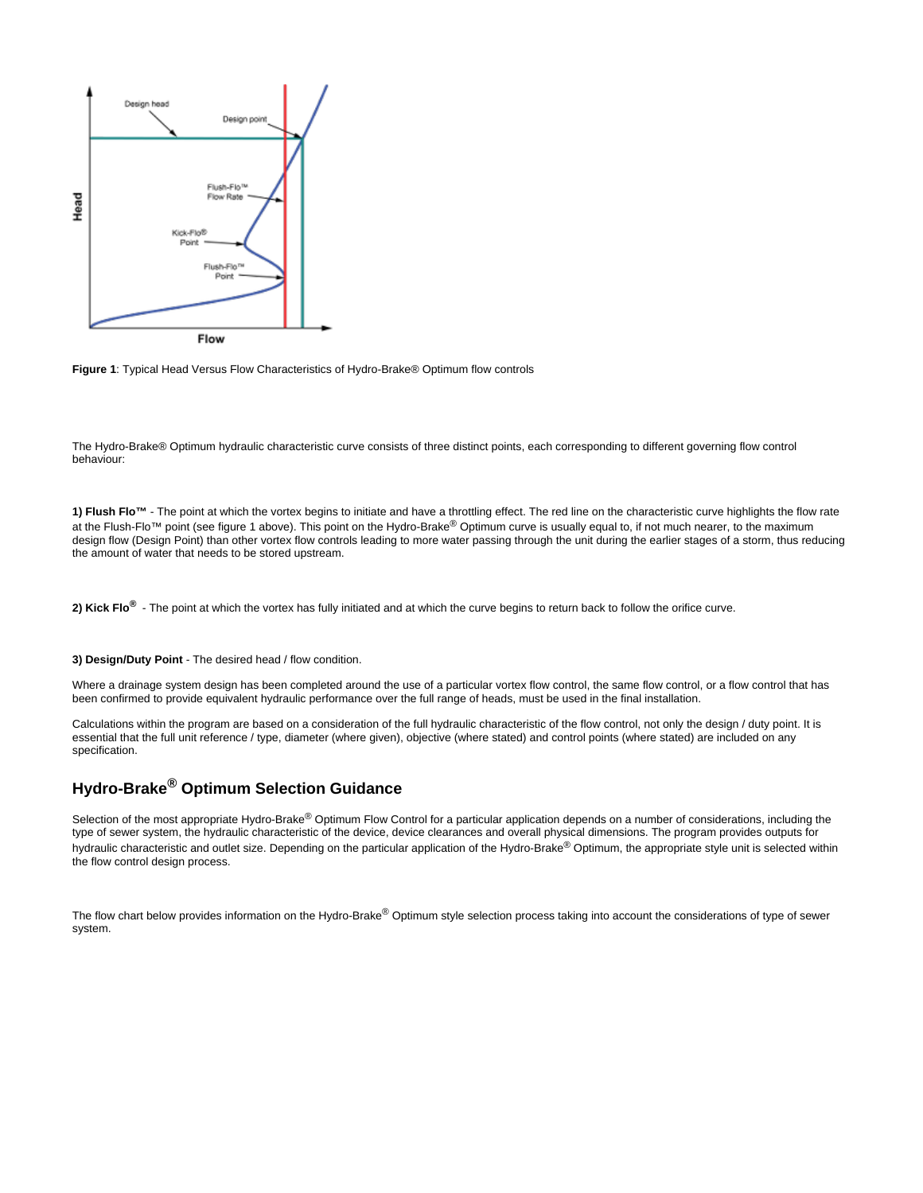**Figure 1**: Typical Head Versus Flow Characteristics of Hydro-Brake® Optimum flow controls

The Hydro-Brake® Optimum hydraulic characteristic curve consists of three distinct points, each corresponding to different governing flow control behaviour:

**1) Flush Flo™** - The point at which the vortex begins to initiate and have a throttling effect. The red line on the characteristic curve highlights the flow rate at the Flush-Flo™ point (see figure 1 above). This point on the Hydro-Brake® Optimum curve is usually equal to, if not much nearer, to the maximum design flow (Design Point) than other vortex flow controls leading to more water passing through the unit during the earlier stages of a storm, thus reducing the amount of water that needs to be stored upstream.

**2) Kick Flo®** - The point at which the vortex has fully initiated and at which the curve begins to return back to follow the orifice curve.

**3) Design/Duty Point** - The desired head / flow condition.

Where a drainage system design has been completed around the use of a particular vortex flow control, the same flow control, or a flow control that has been confirmed to provide equivalent hydraulic performance over the full range of heads, must be used in the final installation.

Calculations within the program are based on a consideration of the full hydraulic characteristic of the flow control, not only the design / duty point. It is essential that the full unit reference / type, diameter (where given), objective (where stated) and control points (where stated) are included on any specification.

## Hydro-Brake® Optimum Selection Guidance

Selection of the most appropriate Hydro-Brake® Optimum Flow Control for a particular application depends on a number of considerations, including the type of sewer system, the hydraulic characteristic of the device, device clearances and overall physical dimensions. The program provides outputs for hydraulic characteristic and outlet size. Depending on the particular application of the Hydro-Brake® Optimum, the appropriate style unit is selected within the flow control design process.

The flow chart below provides information on the Hydro-Brake® Optimum style selection process taking into account the considerations of type of sewer system.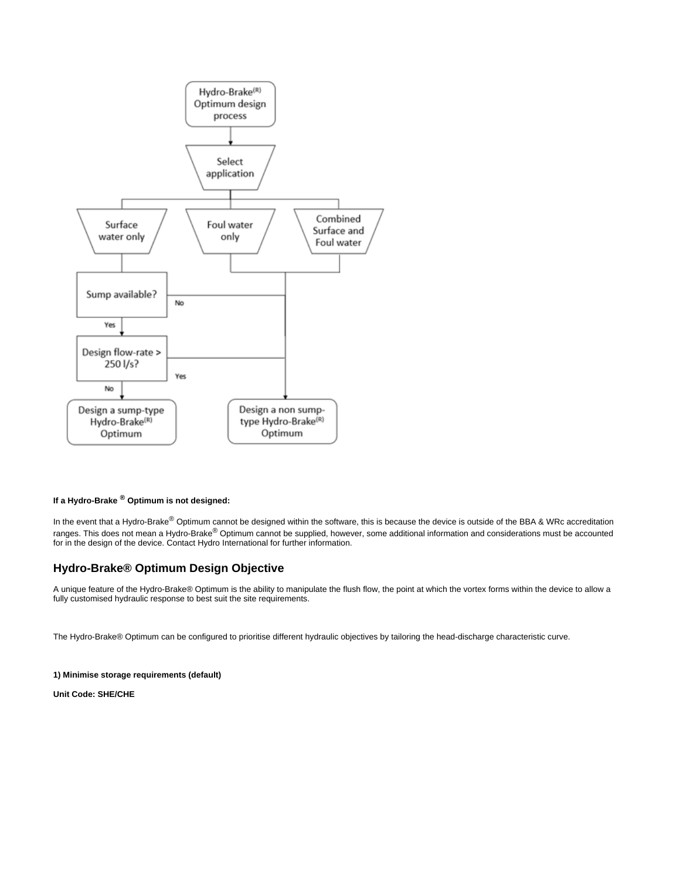**If a Hydro-Brake ® Optimum is not designed:**

In the event that a Hydro-Brake® Optimum cannot be designed within the software, this is because the device is outside of the BBA & WRc accreditation ranges. This does not mean a Hydro-Brake® Optimum cannot be supplied, however, some additional information and considerations must be accounted for in the design of the device. Contact Hydro International for further information.

## Hydro-Brake® Optimum Design Objective

A unique feature of the Hydro-Brake® Optimum is the ability to manipulate the flush flow, the point at which the vortex forms within the device to allow a fully customised hydraulic response to best suit the site requirements.

The Hydro-Brake® Optimum can be configured to prioritise different hydraulic objectives by tailoring the head-discharge characteristic curve.

**1) Minimise storage requirements (default)**

**Unit Code: SHE/CHE**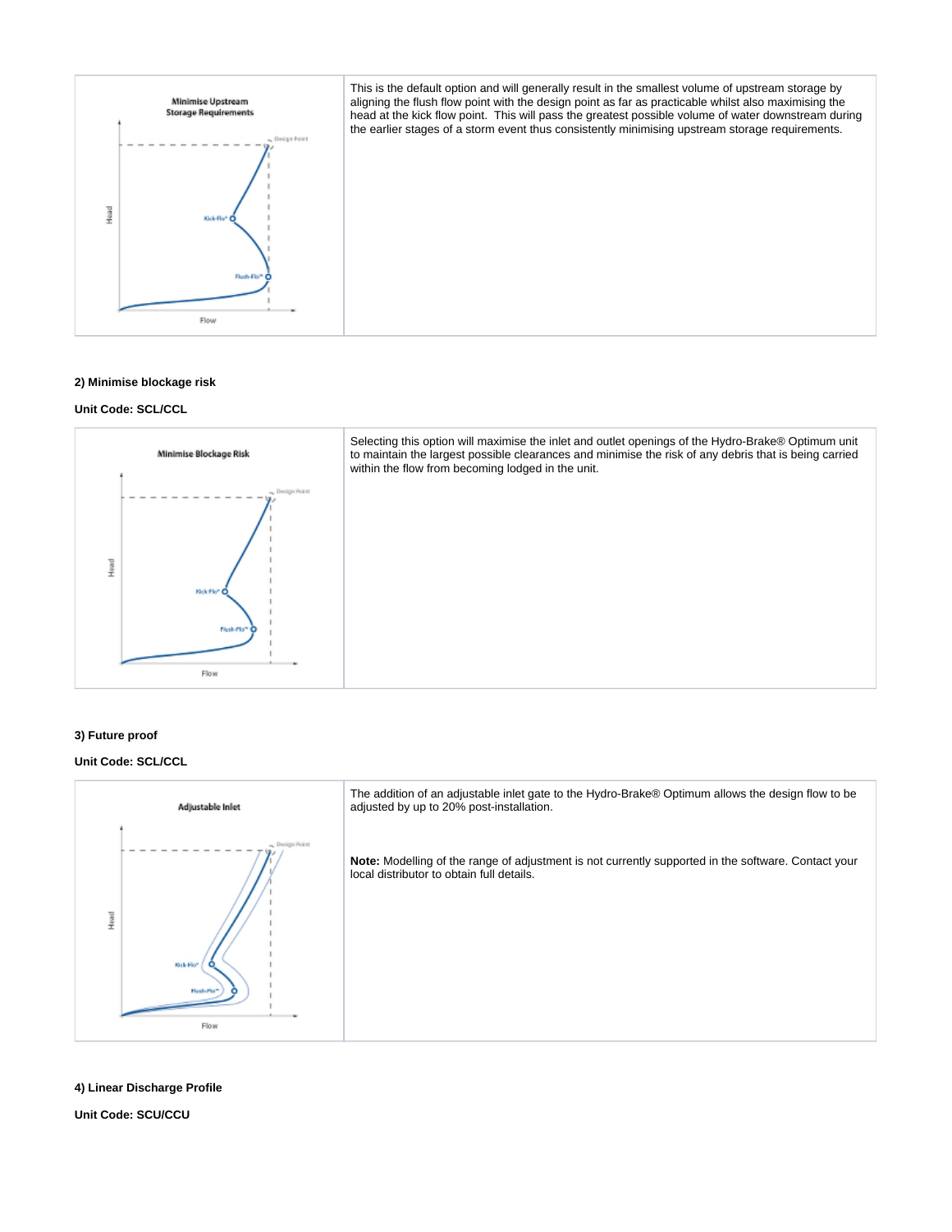| | |
|---|---|
| Minimise Upstream Storage Requirements | This is the default option and will generally result in the smallest volume of upstream storage by aligning the flush flow point with the design point as far as practicable whilst also maximising the head at the kick flow point. This will pass the greatest possible volume of water downstream during the earlier stages of a storm event thus consistently minimising upstream storage requirements. |

**2) Minimise blockage risk**

**Unit Code: SCL/CCL**

| | |
|---|---|
| Minimise Blockage Risk | Selecting this option will maximise the inlet and outlet openings of the Hydro-Brake® Optimum unit to maintain the largest possible clearances and minimise the risk of any debris that is being carried within the flow from becoming lodged in the unit. |

**3) Future proof**

**Unit Code: SCL/CCL**

| | |
|---|---|
| Adjustable Inlet | The addition of an adjustable inlet gate to the Hydro-Brake® Optimum allows the design flow to be adjusted by up to 20% post-installation.<br><br>**Note:** Modelling of the range of adjustment is not currently supported in the software. Contact your local distributor to obtain full details. |

**4) Linear Discharge Profile**

**Unit Code: SCU/CCU**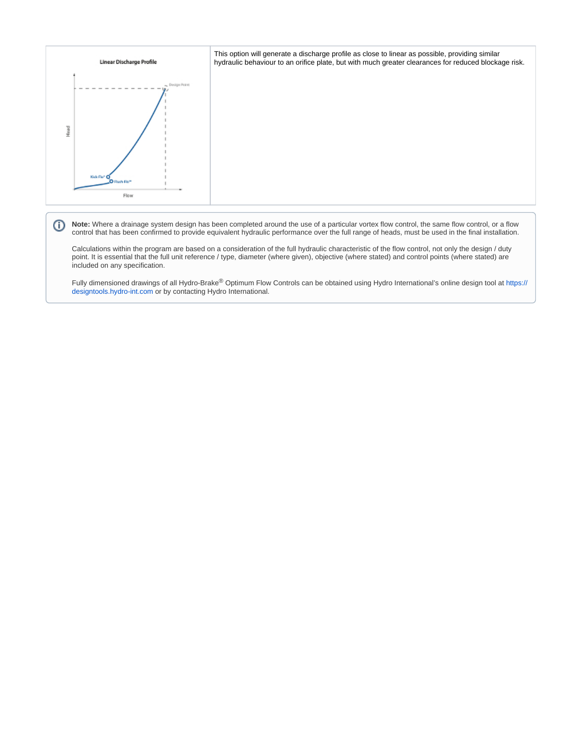| | |
|---|---|
| Linear Discharge Profile<br>Design Point<br>Head<br>Kick-Flo®<br>Flush-Flo™<br>Flow | This option will generate a discharge profile as close to linear as possible, providing similar hydraulic behaviour to an orifice plate, but with much greater clearances for reduced blockage risk. |

**Note:** Where a drainage system design has been completed around the use of a particular vortex flow control, the same flow control, or a flow control that has been confirmed to provide equivalent hydraulic performance over the full range of heads, must be used in the final installation.

Calculations within the program are based on a consideration of the full hydraulic characteristic of the flow control, not only the design / duty point. It is essential that the full unit reference / type, diameter (where given), objective (where stated) and control points (where stated) are included on any specification.

Fully dimensioned drawings of all Hydro-Brake® Optimum Flow Controls can be obtained using Hydro International's online design tool at https://designtools.hydro-int.com or by contacting Hydro International.